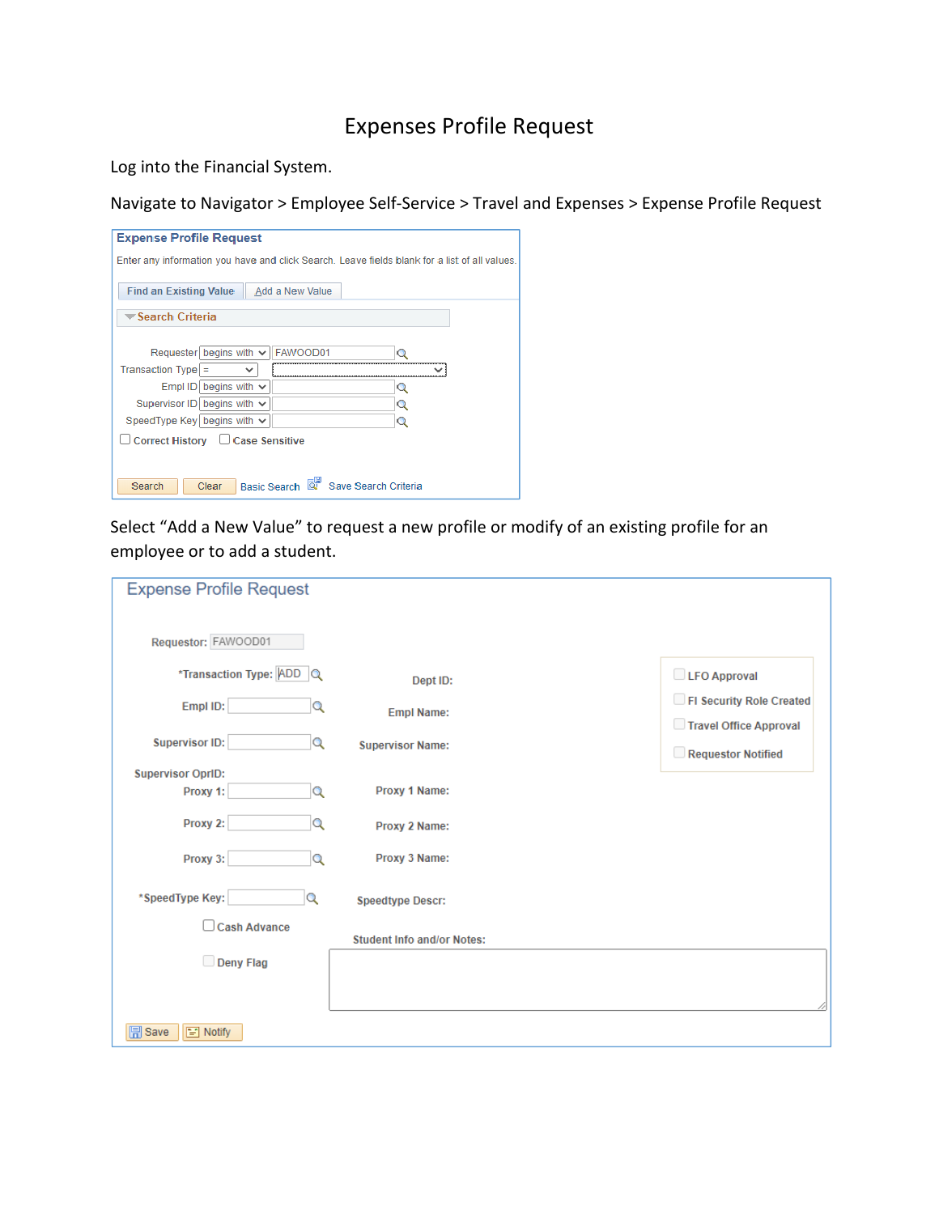# Expenses Profile Request

Log into the Financial System.

Navigate to Navigator > Employee Self-Service > Travel and Expenses > Expense Profile Request

**Expense Profile Request**

Enter any information you have and click Search. Leave fields blank for a list of all values.

Find an Existing Value | Add a New Value

Search Criteria

Requester: begins with FAWOOD01
Transaction Type: =
Empl ID: begins with
Supervisor ID: begins with
SpeedType Key: begins with

Correct History | Case Sensitive

Search | Clear | Basic Search | Save Search Criteria

Select "Add a New Value" to request a new profile or modify of an existing profile for an employee or to add a student.

**Expense Profile Request**

Requestor: FAWOOD01

*Transaction Type: ADD

Dept ID:

Empl ID:

Empl Name:

Supervisor ID:

Supervisor Name:

Supervisor OprID:

Proxy 1:

Proxy 1 Name:

Proxy 2:

Proxy 2 Name:

Proxy 3:

Proxy 3 Name:

*SpeedType Key:

Speedtype Descr:

Cash Advance

Deny Flag

Student Info and/or Notes:

LFO Approval

FI Security Role Created

Travel Office Approval

Requestor Notified

Save | Notify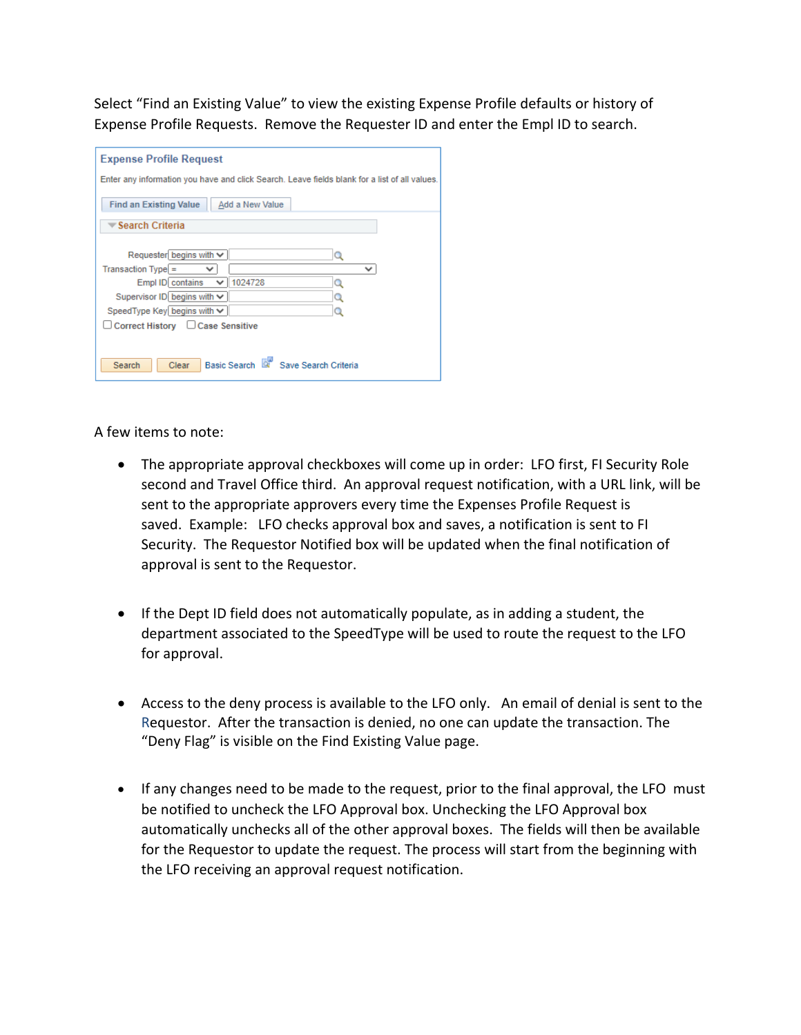Select “Find an Existing Value” to view the existing Expense Profile defaults or history of Expense Profile Requests. Remove the Requester ID and enter the Empl ID to search.

Expense Profile Request

Enter any information you have and click Search. Leave fields blank for a list of all values.

Find an Existing Value | Add a New Value

Search Criteria

Requester begins with

Transaction Type =

Empl ID contains 1024728

Supervisor ID begins with

SpeedType Key begins with

Correct History  Case Sensitive

Search  Clear  Basic Search  Save Search Criteria

A few items to note:

- The appropriate approval checkboxes will come up in order: LFO first, FI Security Role second and Travel Office third. An approval request notification, with a URL link, will be sent to the appropriate approvers every time the Expenses Profile Request is saved. Example: LFO checks approval box and saves, a notification is sent to FI Security. The Requestor Notified box will be updated when the final notification of approval is sent to the Requestor.

- If the Dept ID field does not automatically populate, as in adding a student, the department associated to the SpeedType will be used to route the request to the LFO for approval.

- Access to the deny process is available to the LFO only. An email of denial is sent to the Requestor. After the transaction is denied, no one can update the transaction. The “Deny Flag” is visible on the Find Existing Value page.

- If any changes need to be made to the request, prior to the final approval, the LFO must be notified to uncheck the LFO Approval box. Unchecking the LFO Approval box automatically unchecks all of the other approval boxes. The fields will then be available for the Requestor to update the request. The process will start from the beginning with the LFO receiving an approval request notification.